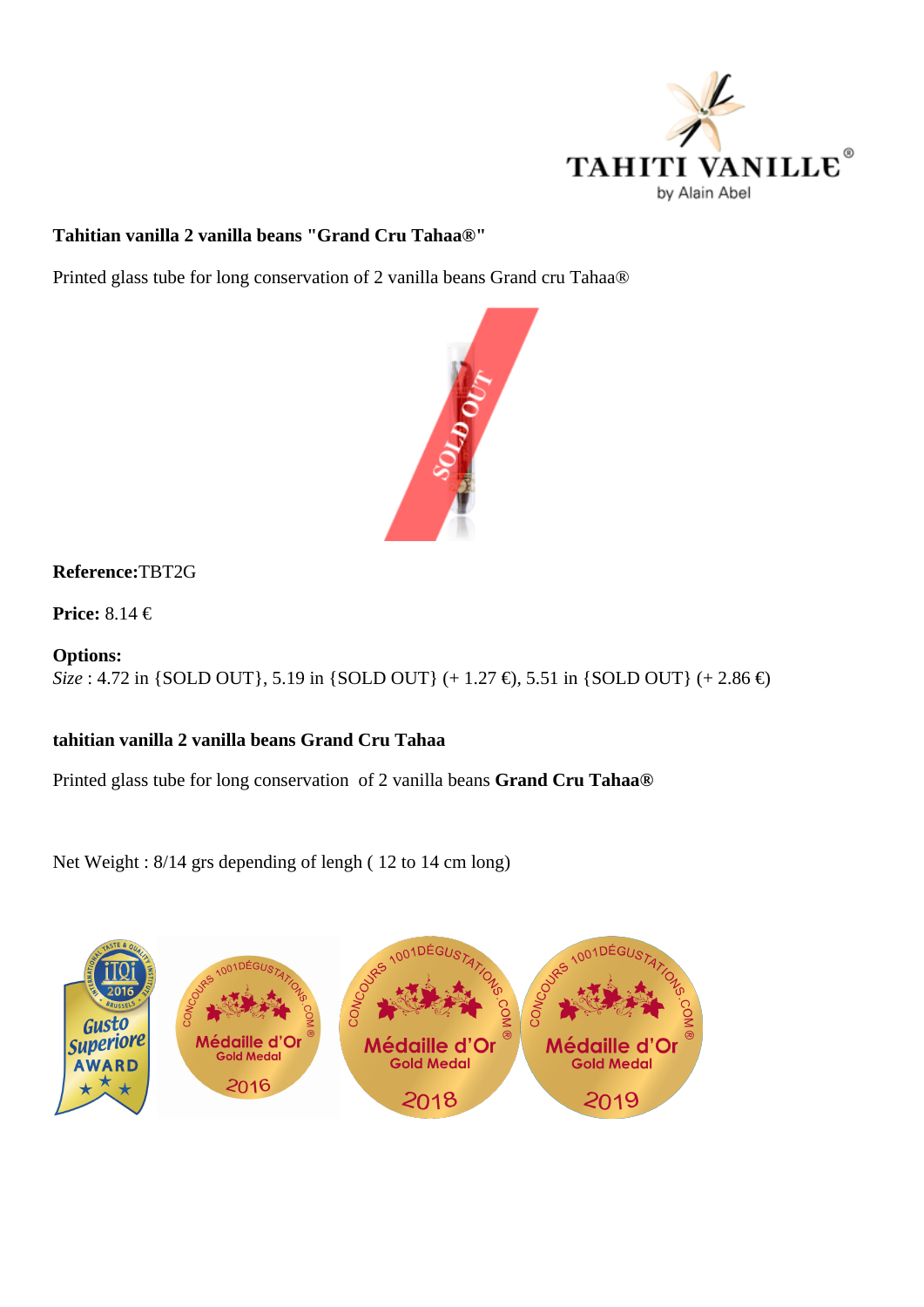**Tahitian vanilla 2 vanilla beans "Grand Cru Tahaa®"**

Printed glass tube for long conservation of 2 vanilla beans Grand cru Tahaa®

**Reference:**TBT2G

**Price:** 8.14 €

**Options:**
*Size* : 4.72 in {SOLD OUT}, 5.19 in {SOLD OUT} (+ 1.27 €), 5.51 in {SOLD OUT} (+ 2.86 €)

**tahitian vanilla 2 vanilla beans Grand Cru Tahaa**

Printed glass tube for long conservation of 2 vanilla beans **Grand Cru Tahaa®**

Net Weight : 8/14 grs depending of lengh ( 12 to 14 cm long)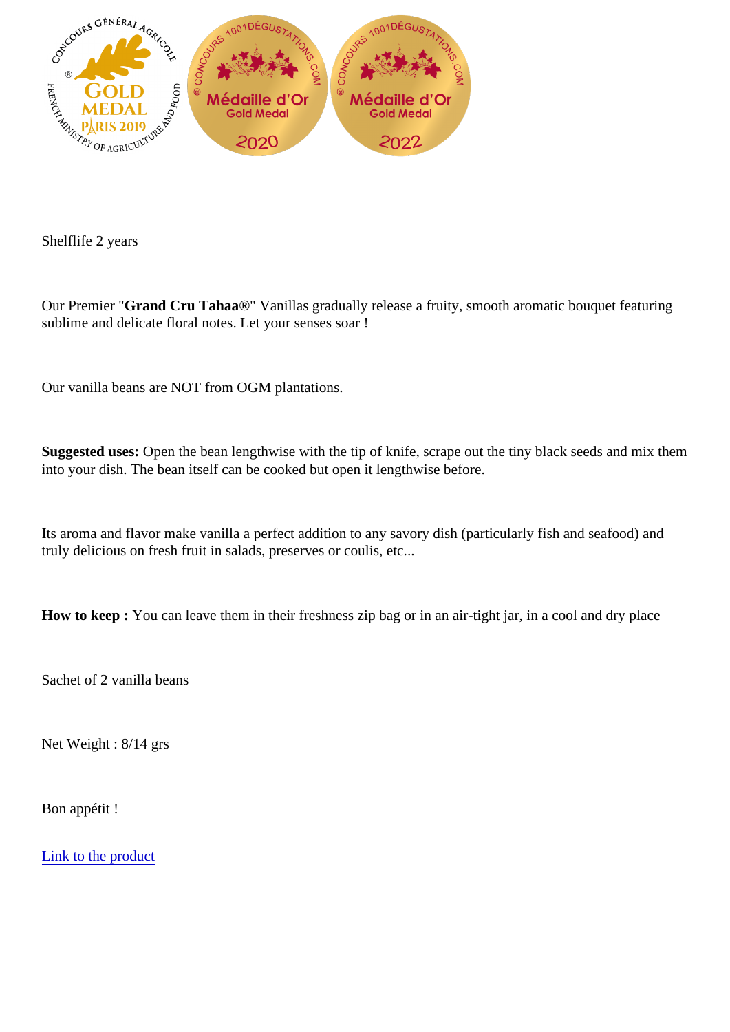Shelflife 2 years

Our Premier "**Grand Cru Tahaa®**" Vanillas gradually release a fruity, smooth aromatic bouquet featuring sublime and delicate floral notes. Let your senses soar !

Our vanilla beans are NOT from OGM plantations.

**Suggested uses:** Open the bean lengthwise with the tip of knife, scrape out the tiny black seeds and mix them into your dish. The bean itself can be cooked but open it lengthwise before.

Its aroma and flavor make vanilla a perfect addition to any savory dish (particularly fish and seafood) and truly delicious on fresh fruit in salads, preserves or coulis, etc...

**How to keep :** You can leave them in their freshness zip bag or in an air-tight jar, in a cool and dry place

Sachet of 2 vanilla beans

Net Weight : 8/14 grs

Bon appétit !

Link to the product